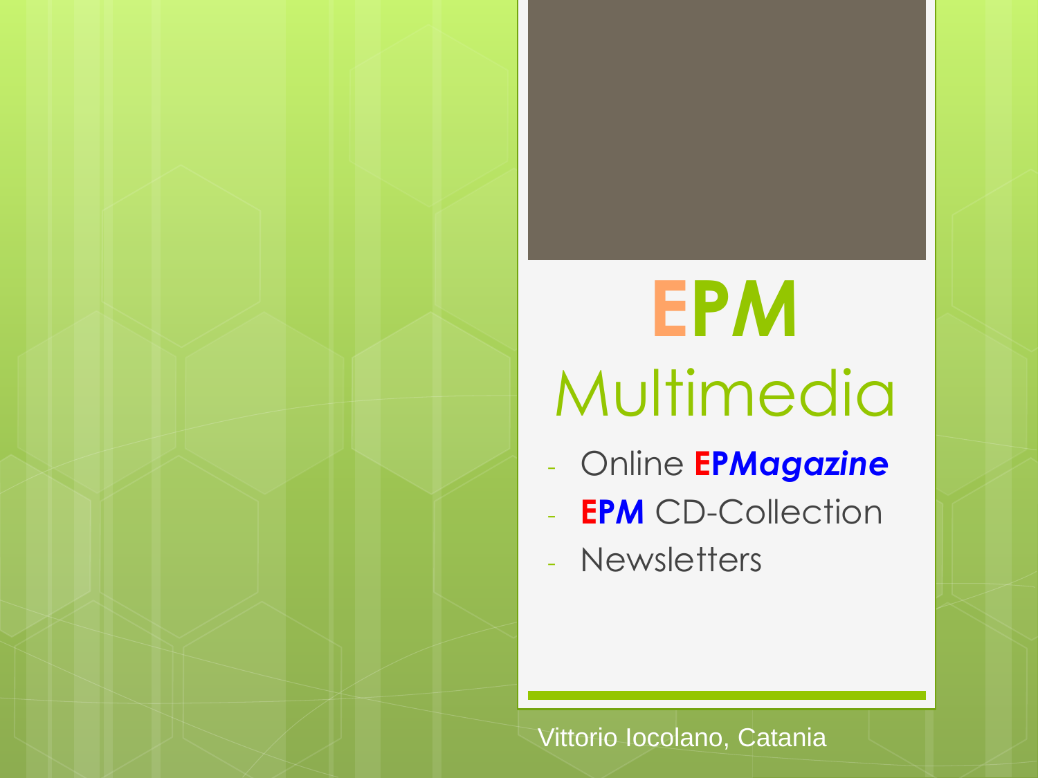# EPM

## Multimedia

- Online **EP*Magazine***
- **EPM** CD-Collection
- Newsletters

Vittorio Iocolano, Catania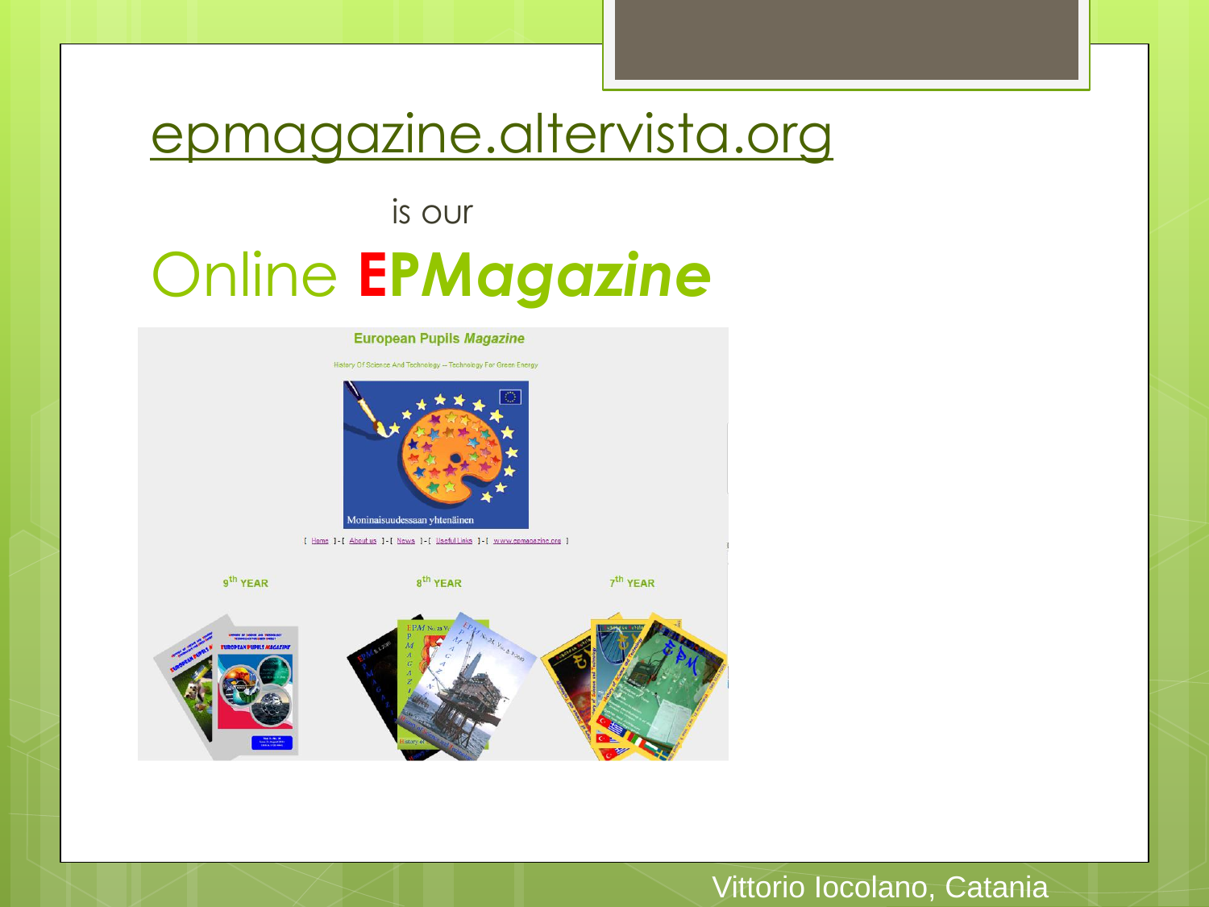# [epmagazine.altervista.org](epmagazine.altervista.org)

is our

# Online **EP*Magazine***

**European Pupils *Magazine***

History Of Science And Technology – Technology For Green Energy

Moninaisuudessaan yhtenäinen

[ Home ] - [ About us ] - [ News ] - [ Useful Links ] - [ www.epmagazine.org ]

9th YEAR | 8th YEAR | 7th YEAR

Vittorio Iocolano, Catania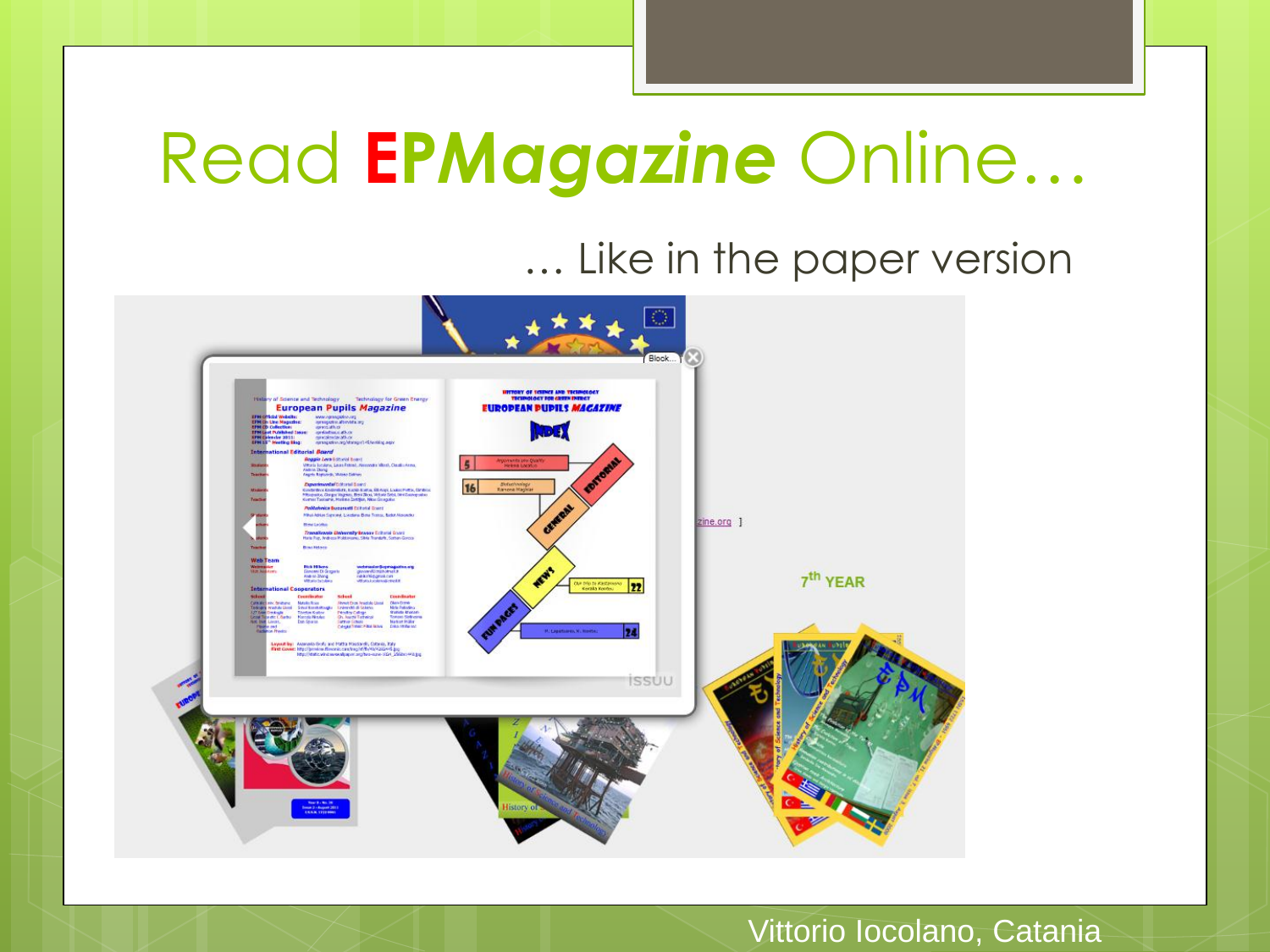# Read EPMagazine Online…

… Like in the paper version

Vittorio Iocolano, Catania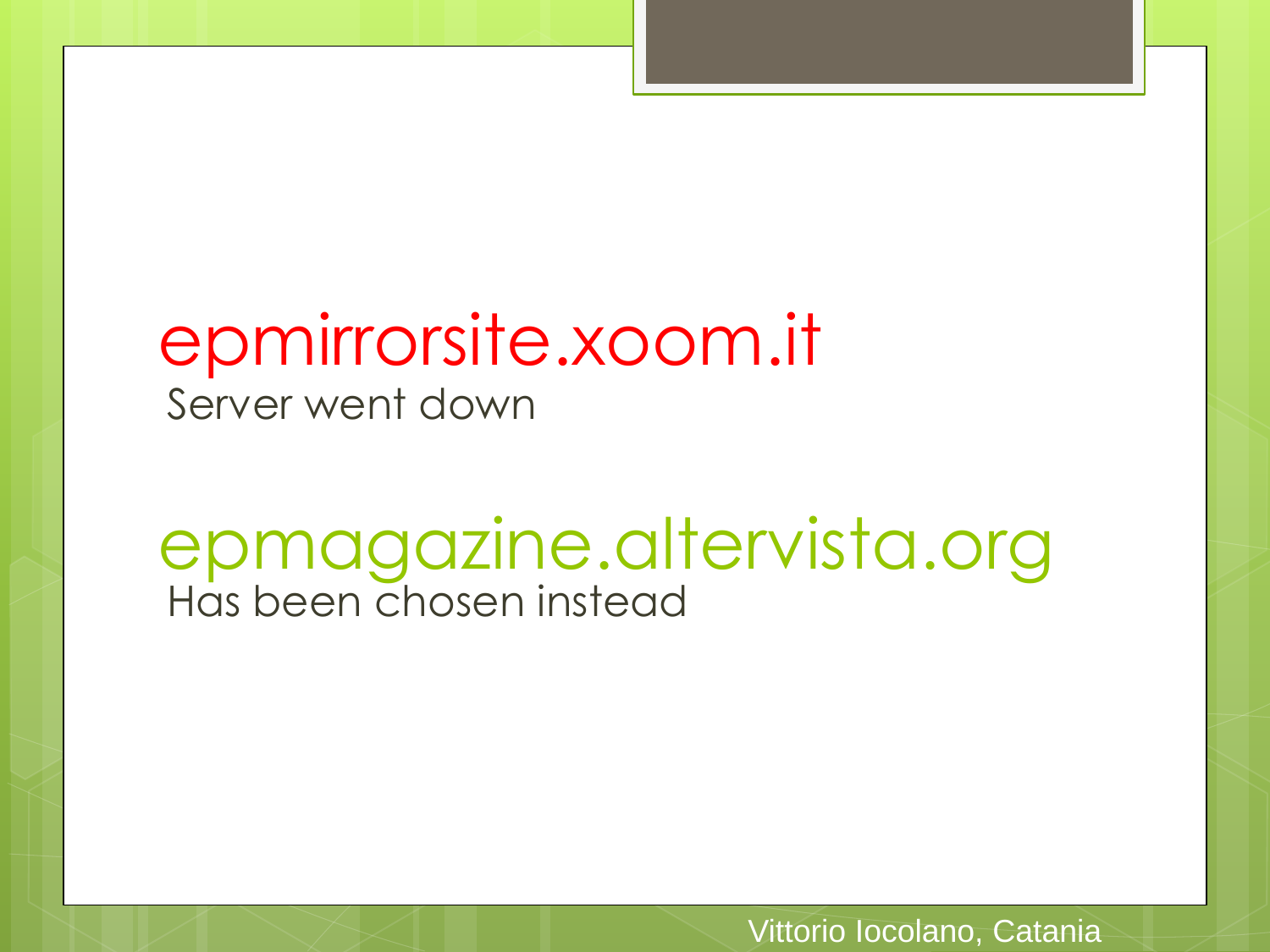epmirrorsite.xoom.it

Server went down

epmagazine.altervista.org

Has been chosen instead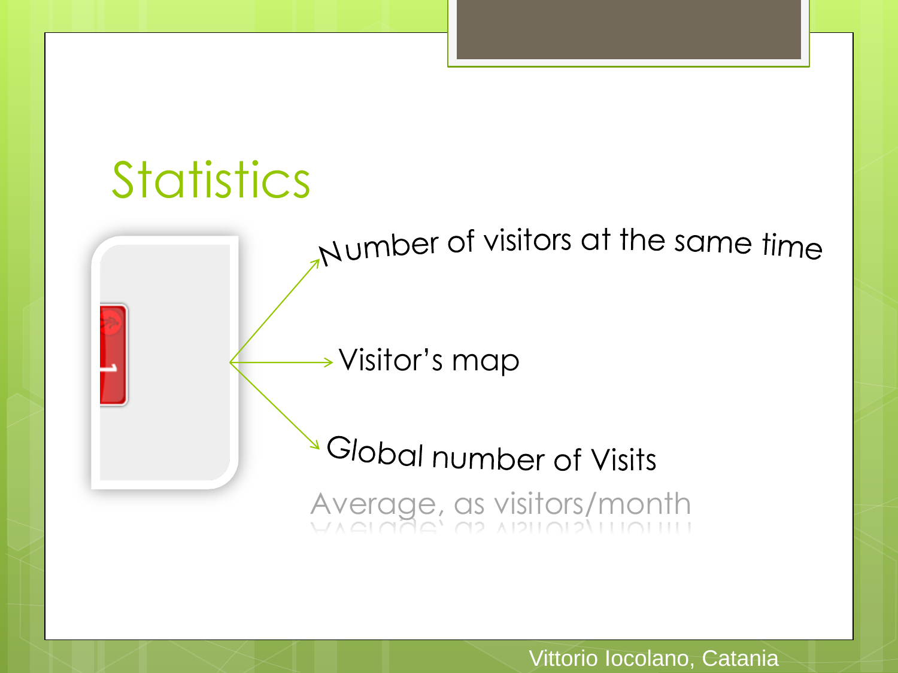# Statistics

- Number of visitors at the same time
- Visitor's map
- Global number of Visits

Average, as visitors/month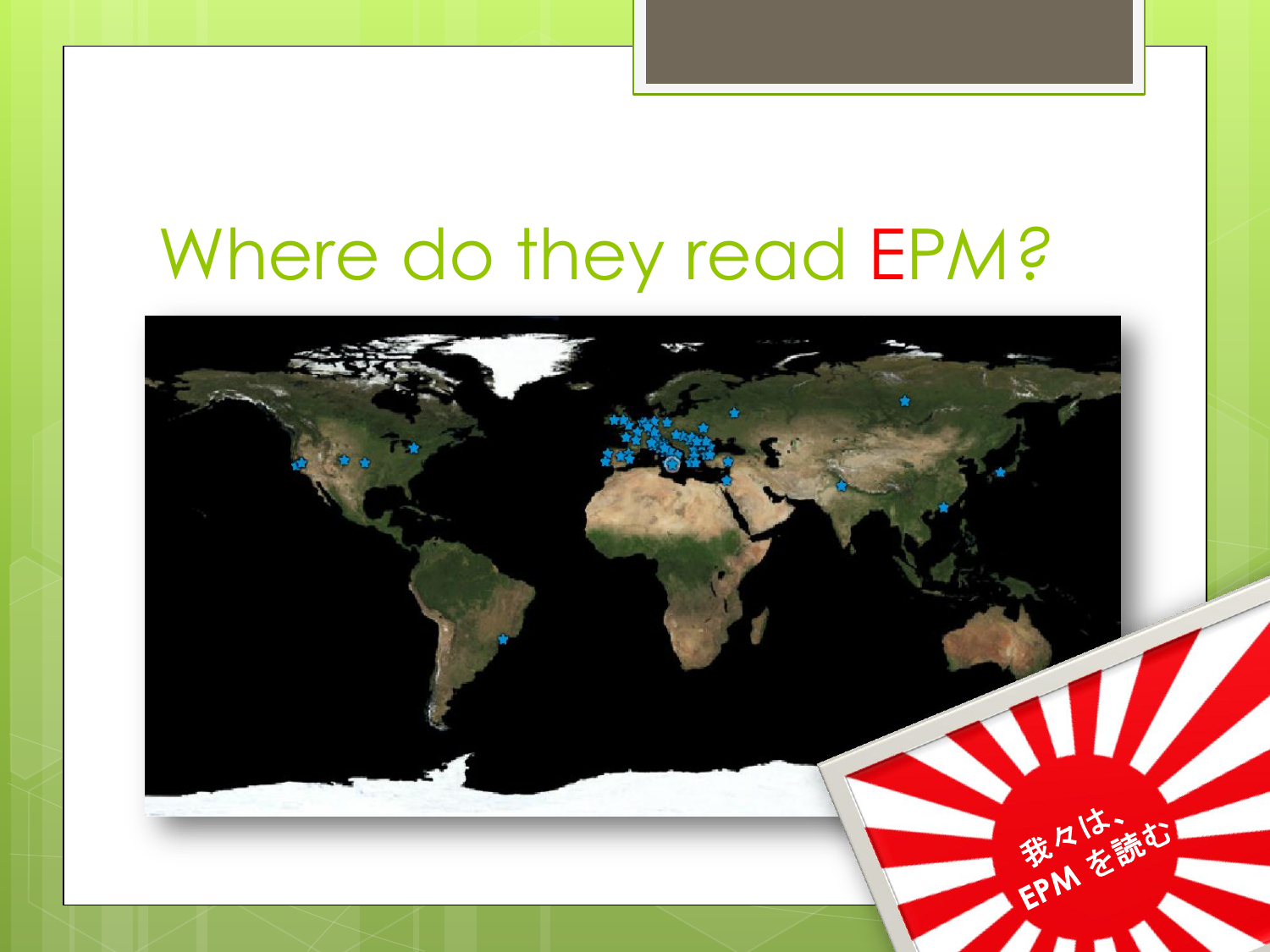# Where do they read EPM?

我々は、EPMを読む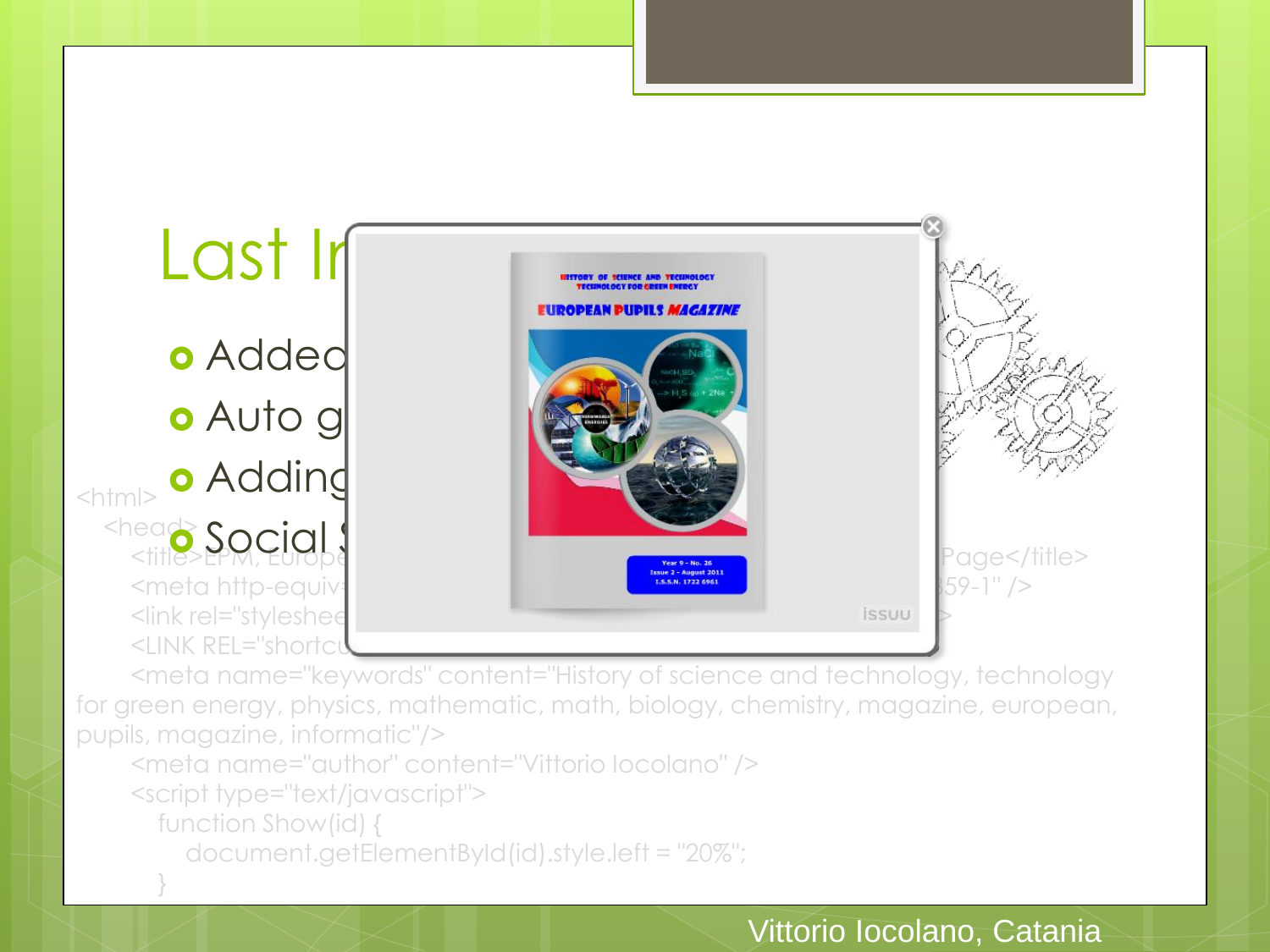# Last In

- Added
- Auto g
- Adding
- Social S

```
<html>
  <head>
    <title>EPM, Europe                                        Page</title>
    <meta http-equiv                                          359-1" />
    <link rel="styleshee                                      >
    <LINK REL="shortcu
    <meta name="keywords" content="History of science and technology, technology for green energy, physics, mathematic, math, biology, chemistry, magazine, european, pupils, magazine, informatic"/>
    <meta name="author" content="Vittorio Iocolano" />
    <script type="text/javascript">
      function Show(id) {
        document.getElementById(id).style.left = "20%";
      }
```

HISTORY OF SCIENCE AND TECHNOLOGY
TECHNOLOGY FOR GREEN ENERGY

EUROPEAN PUPILS MAGAZINE

Year 9 – No. 26
Issue 2 – August 2011
I.S.S.N. 1722 6961

issuu

Vittorio Iocolano, Catania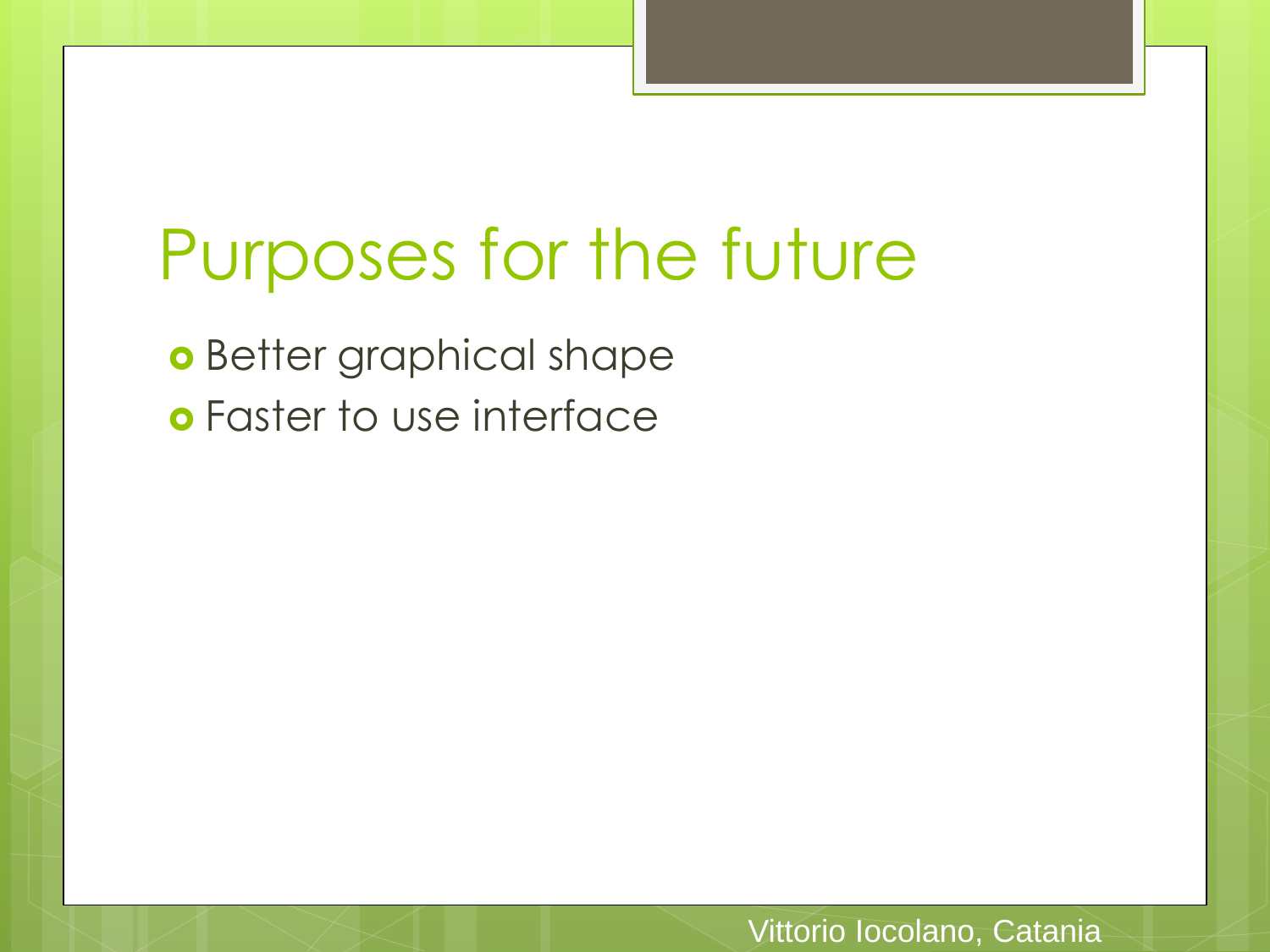# Purposes for the future

- Better graphical shape
- Faster to use interface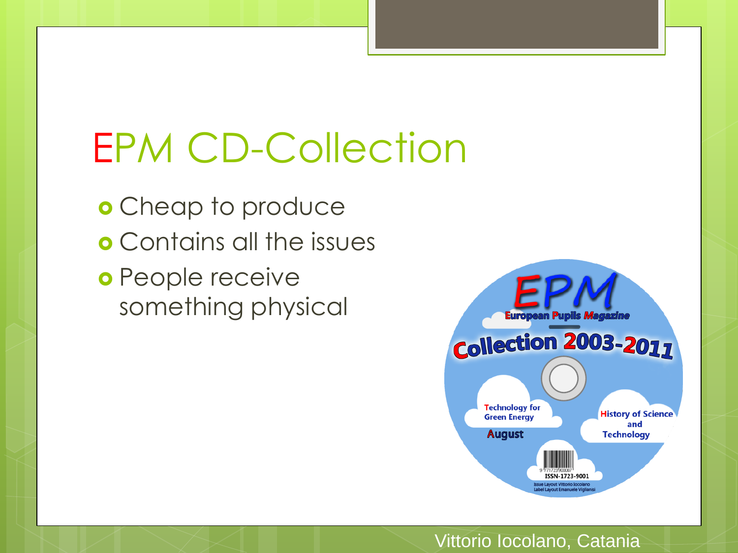# EPM CD-Collection

- Cheap to produce
- Contains all the issues
- People receive something physical

Vittorio Iocolano, Catania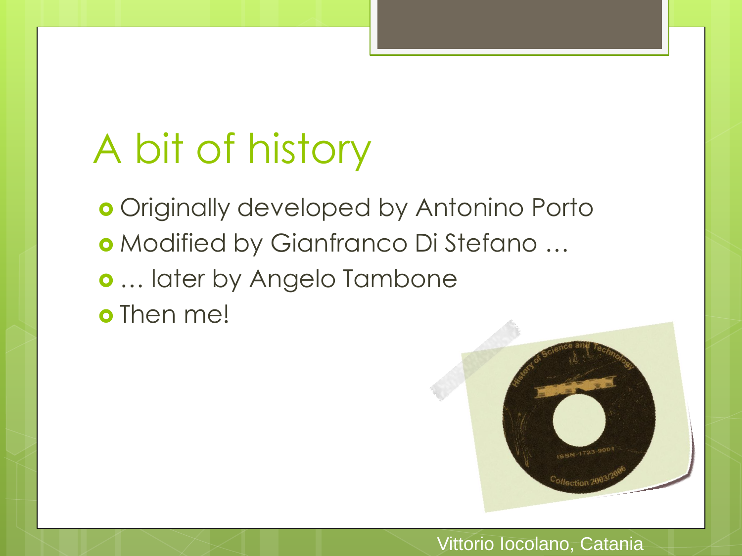# A bit of history

- Originally developed by Antonino Porto
- Modified by Gianfranco Di Stefano …
- … later by Angelo Tambone
- Then me!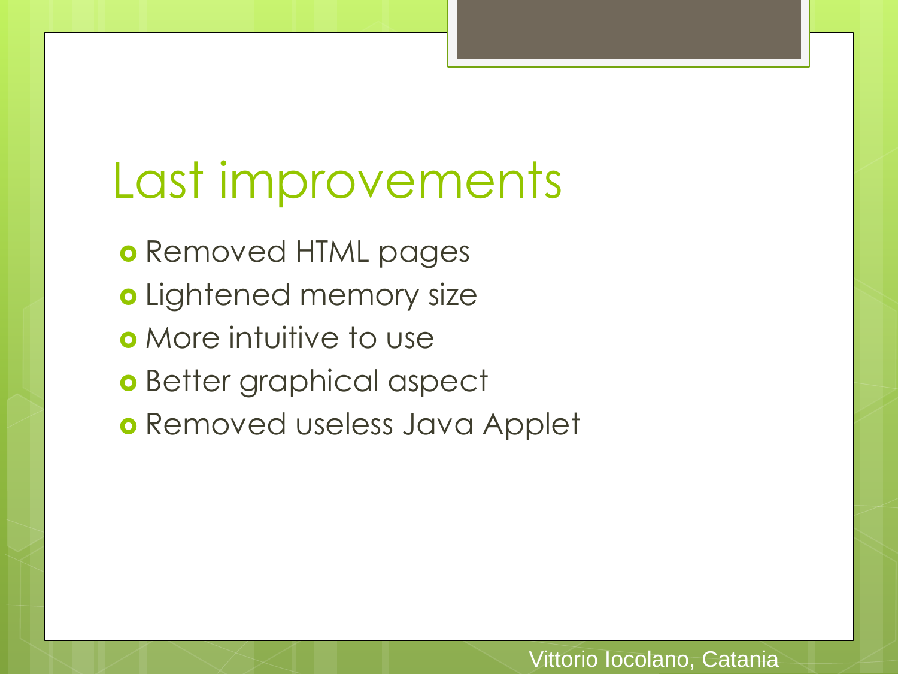# Last improvements

- Removed HTML pages
- Lightened memory size
- More intuitive to use
- Better graphical aspect
- Removed useless Java Applet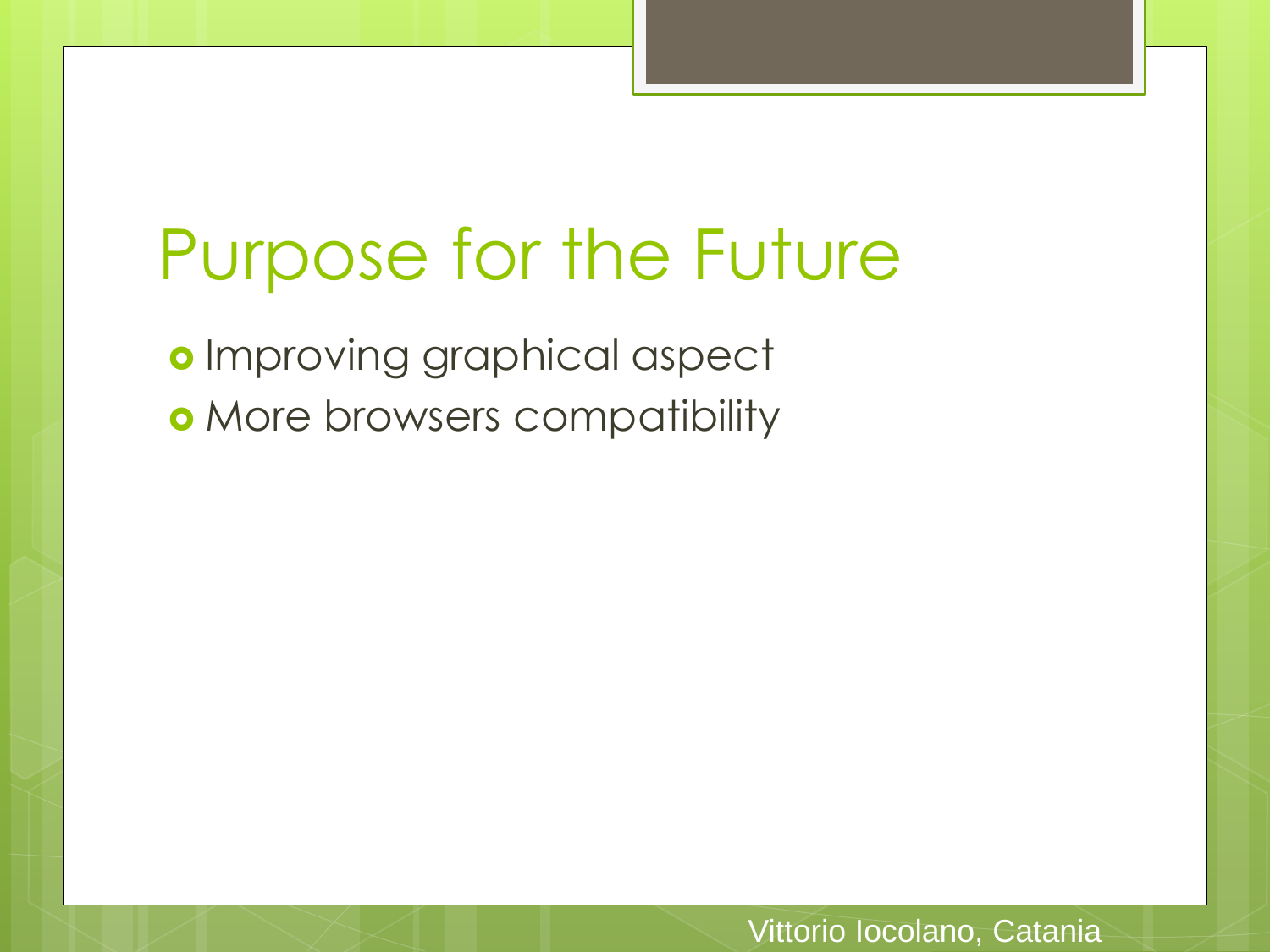# Purpose for the Future

- Improving graphical aspect
- More browsers compatibility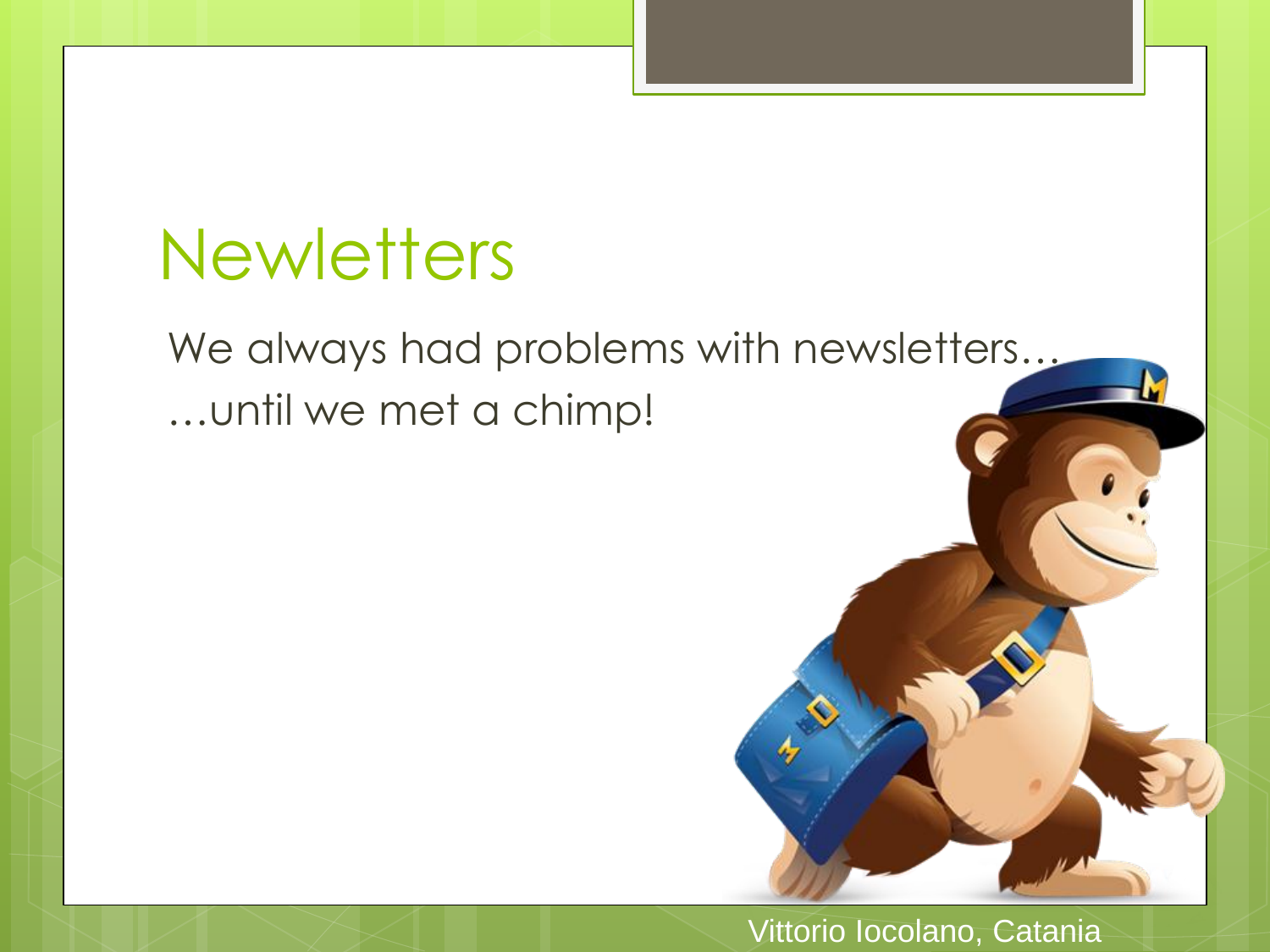# Newletters

We always had problems with newsletters…

…until we met a chimp!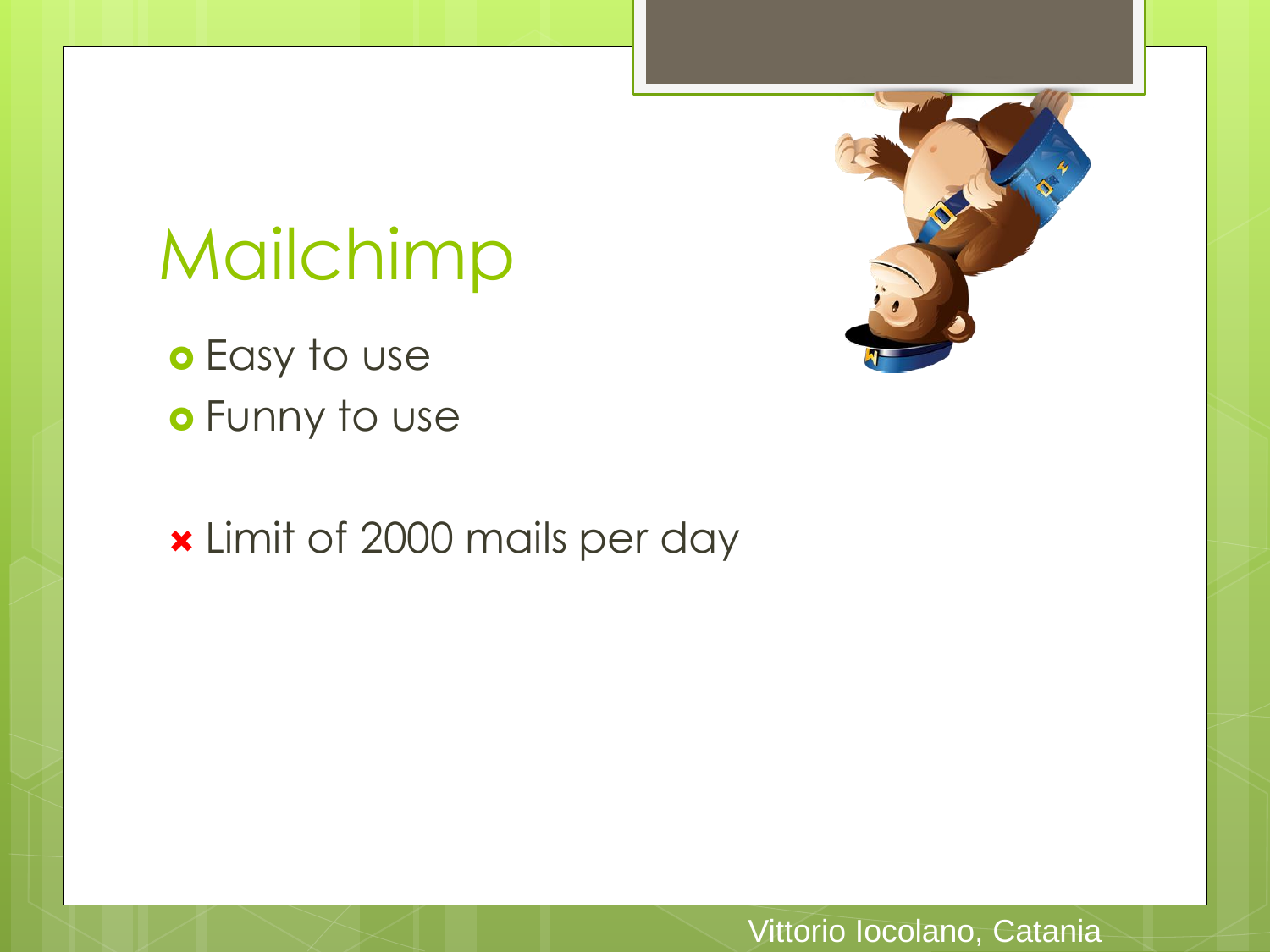# Mailchimp

- Easy to use
- Funny to use

- ✖ Limit of 2000 mails per day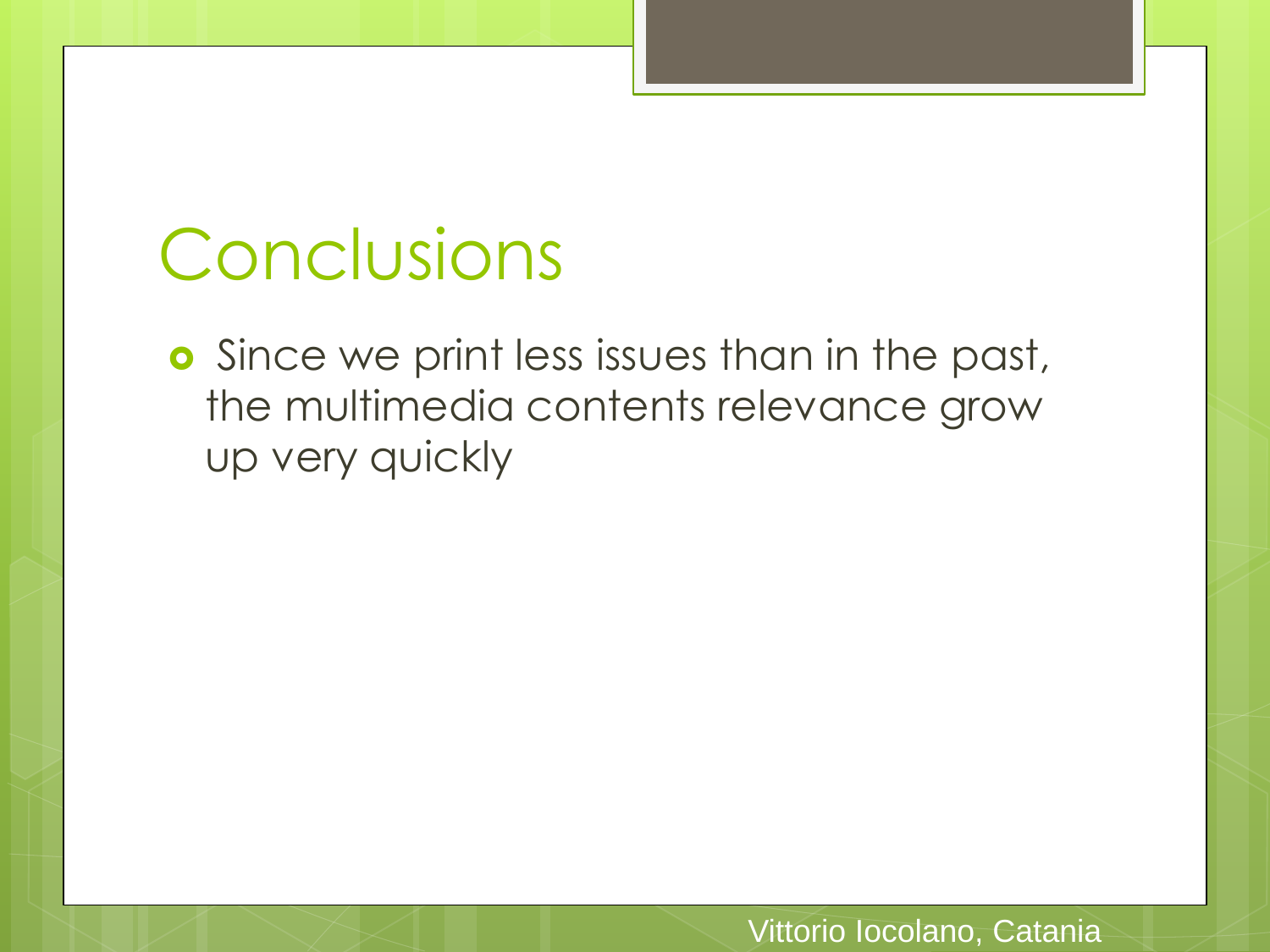# Conclusions

- Since we print less issues than in the past, the multimedia contents relevance grow up very quickly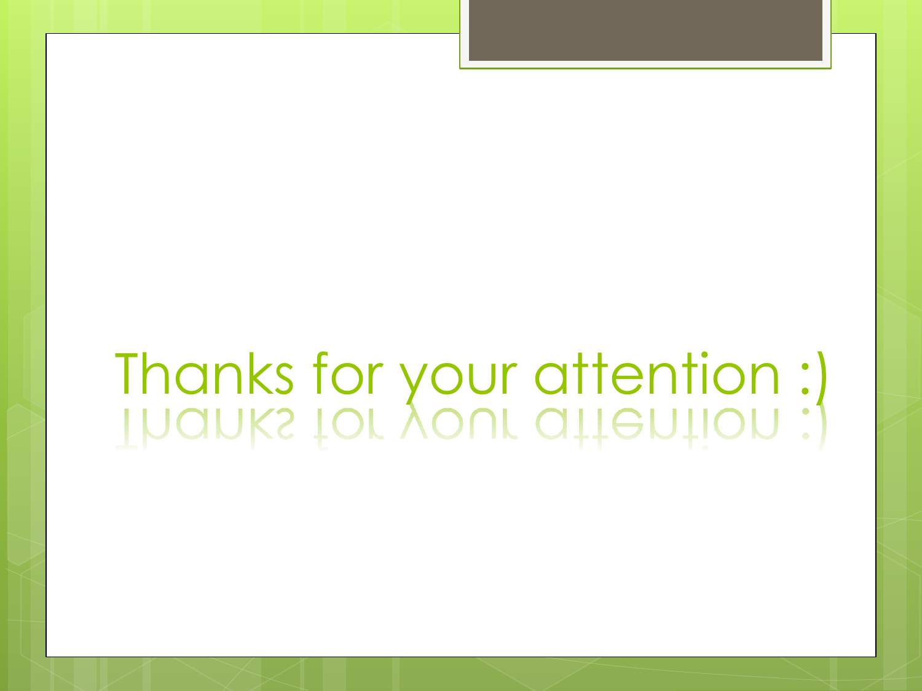Thanks for your attention :)